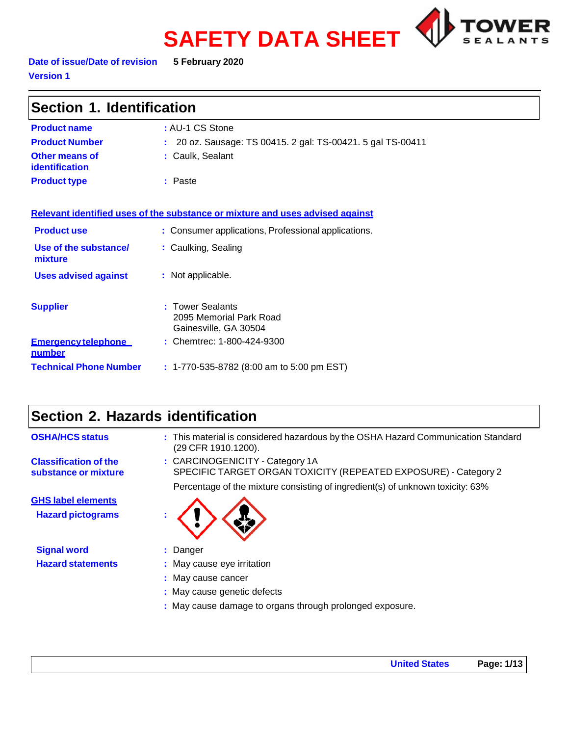# SAFETY DATA SHEET

**Date of issue/Date of revision** 5 February 2020

**Version 1**

## Section 1. Identification

| | |
|---|---|
| **Product name** | : AU-1 CS Stone |
| **Product Number** | : 20 oz. Sausage: TS 00415. 2 gal: TS-00421. 5 gal TS-00411 |
| **Other means of identification** | : Caulk, Sealant |
| **Product type** | : Paste |

**Relevant identified uses of the substance or mixture and uses advised against**

| | |
|---|---|
| **Product use** | : Consumer applications, Professional applications. |
| **Use of the substance/ mixture** | : Caulking, Sealing |
| **Uses advised against** | : Not applicable. |

| | |
|---|---|
| **Supplier** | : Tower Sealants<br>2095 Memorial Park Road<br>Gainesville, GA 30504 |
| **Emergency telephone number** | : Chemtrec: 1-800-424-9300 |
| **Technical Phone Number** | : 1-770-535-8782 (8:00 am to 5:00 pm EST) |

## Section 2. Hazards identification

| | |
|---|---|
| **OSHA/HCS status** | : This material is considered hazardous by the OSHA Hazard Communication Standard (29 CFR 1910.1200). |
| **Classification of the substance or mixture** | : CARCINOGENICITY - Category 1A<br>SPECIFIC TARGET ORGAN TOXICITY (REPEATED EXPOSURE) - Category 2<br>Percentage of the mixture consisting of ingredient(s) of unknown toxicity: 63% |

**GHS label elements**

| | |
|---|---|
| **Hazard pictograms** | : |
| **Signal word** | : Danger |
| **Hazard statements** | : May cause eye irritation<br>: May cause cancer<br>: May cause genetic defects<br>: May cause damage to organs through prolonged exposure. |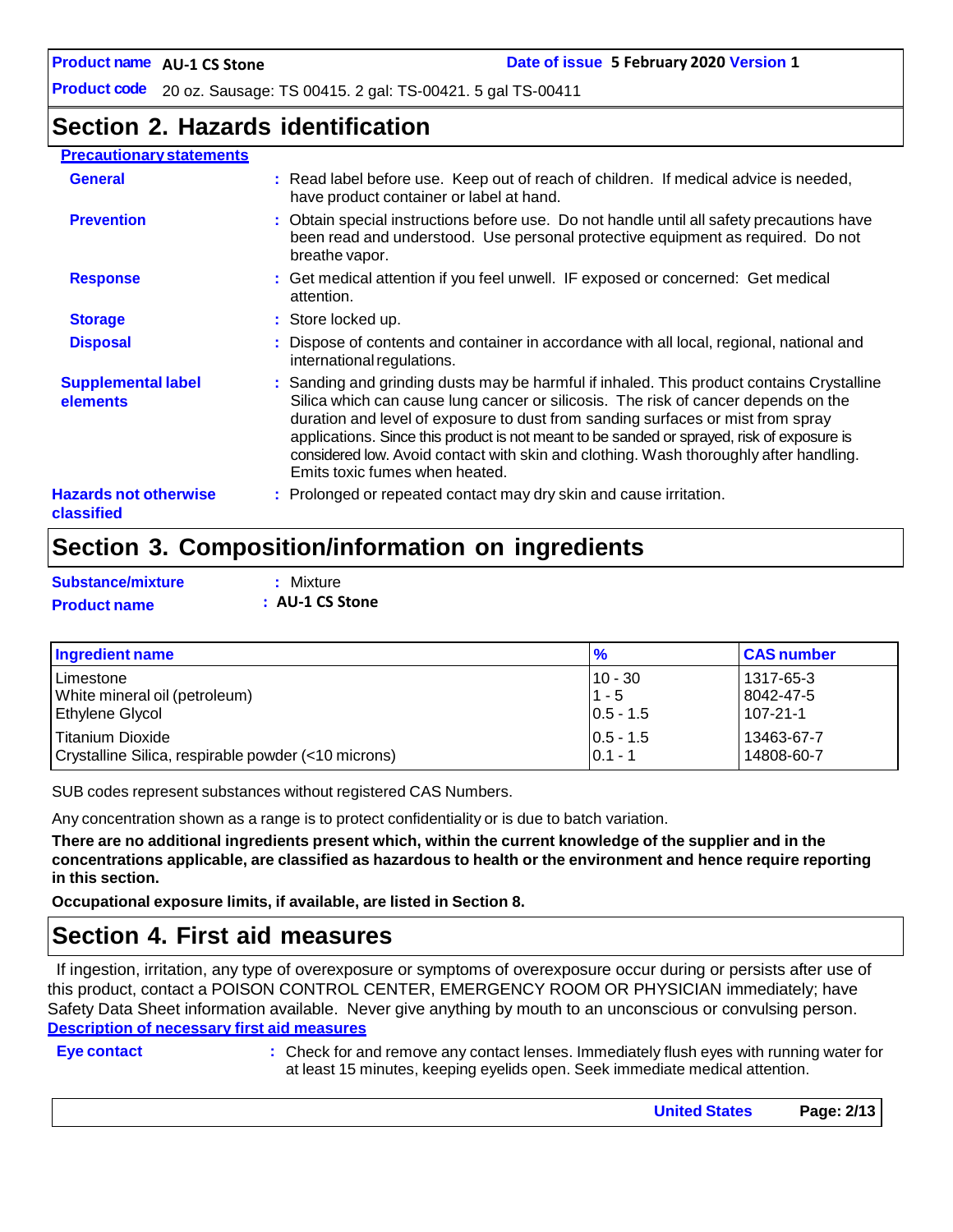## Section 2. Hazards identification

**Precautionary statements**

**General** : Read label before use. Keep out of reach of children. If medical advice is needed, have product container or label at hand.

**Prevention** : Obtain special instructions before use. Do not handle until all safety precautions have been read and understood. Use personal protective equipment as required. Do not breathe vapor.

**Response** : Get medical attention if you feel unwell. IF exposed or concerned: Get medical attention.

**Storage** : Store locked up.

**Disposal** : Dispose of contents and container in accordance with all local, regional, national and international regulations.

**Supplemental label elements** : Sanding and grinding dusts may be harmful if inhaled. This product contains Crystalline Silica which can cause lung cancer or silicosis. The risk of cancer depends on the duration and level of exposure to dust from sanding surfaces or mist from spray applications. Since this product is not meant to be sanded or sprayed, risk of exposure is considered low. Avoid contact with skin and clothing. Wash thoroughly after handling. Emits toxic fumes when heated.

**Hazards not otherwise classified** : Prolonged or repeated contact may dry skin and cause irritation.

## Section 3. Composition/information on ingredients

**Substance/mixture** : Mixture

**Product name** : **AU-1 CS Stone**

| Ingredient name | % | CAS number |
|---|---|---|
| Limestone | 10 - 30 | 1317-65-3 |
| White mineral oil (petroleum) | 1 - 5 | 8042-47-5 |
| Ethylene Glycol | 0.5 - 1.5 | 107-21-1 |
| Titanium Dioxide | 0.5 - 1.5 | 13463-67-7 |
| Crystalline Silica, respirable powder (<10 microns) | 0.1 - 1 | 14808-60-7 |

SUB codes represent substances without registered CAS Numbers.

Any concentration shown as a range is to protect confidentiality or is due to batch variation.

**There are no additional ingredients present which, within the current knowledge of the supplier and in the concentrations applicable, are classified as hazardous to health or the environment and hence require reporting in this section.**

**Occupational exposure limits, if available, are listed in Section 8.**

## Section 4. First aid measures

If ingestion, irritation, any type of overexposure or symptoms of overexposure occur during or persists after use of this product, contact a POISON CONTROL CENTER, EMERGENCY ROOM OR PHYSICIAN immediately; have Safety Data Sheet information available. Never give anything by mouth to an unconscious or convulsing person.

**Description of necessary first aid measures**

**Eye contact** : Check for and remove any contact lenses. Immediately flush eyes with running water for at least 15 minutes, keeping eyelids open. Seek immediate medical attention.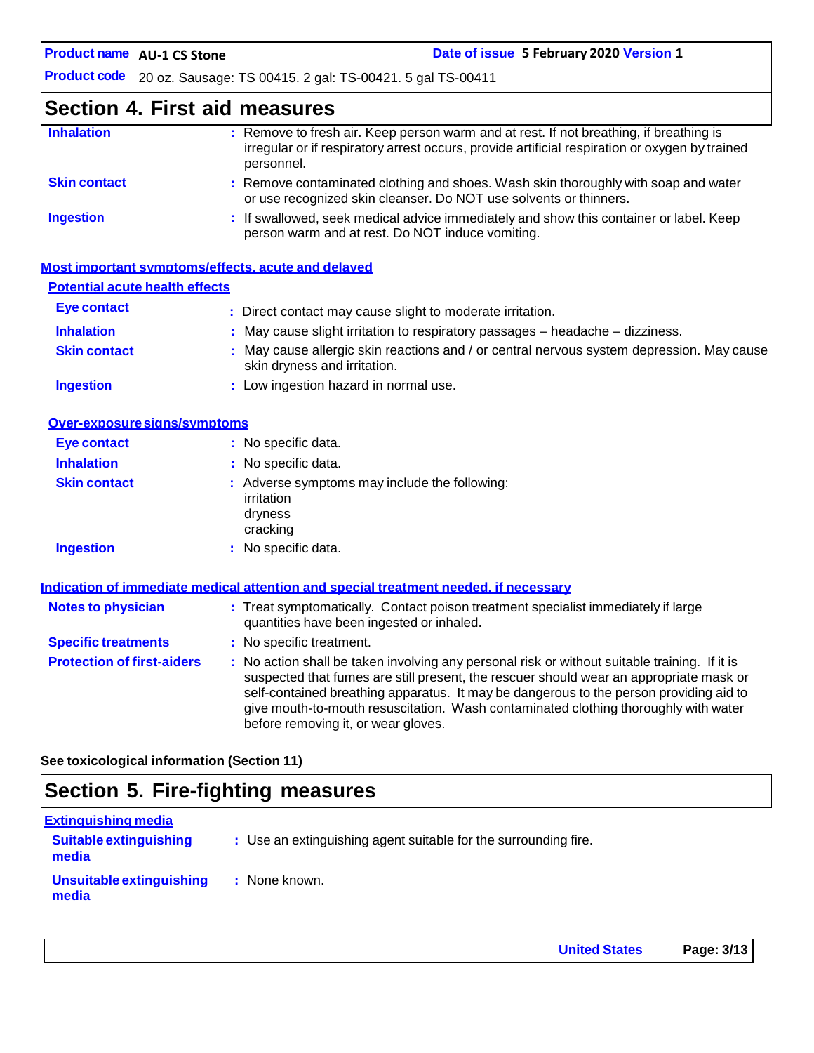## Section 4. First aid measures

| | |
|---|---|
| **Inhalation** | : Remove to fresh air. Keep person warm and at rest. If not breathing, if breathing is irregular or if respiratory arrest occurs, provide artificial respiration or oxygen by trained personnel. |
| **Skin contact** | : Remove contaminated clothing and shoes. Wash skin thoroughly with soap and water or use recognized skin cleanser. Do NOT use solvents or thinners. |
| **Ingestion** | : If swallowed, seek medical advice immediately and show this container or label. Keep person warm and at rest. Do NOT induce vomiting. |

### Most important symptoms/effects, acute and delayed

#### Potential acute health effects

| | |
|---|---|
| **Eye contact** | : Direct contact may cause slight to moderate irritation. |
| **Inhalation** | : May cause slight irritation to respiratory passages – headache – dizziness. |
| **Skin contact** | : May cause allergic skin reactions and / or central nervous system depression. May cause skin dryness and irritation. |
| **Ingestion** | : Low ingestion hazard in normal use. |

#### Over-exposure signs/symptoms

| | |
|---|---|
| **Eye contact** | : No specific data. |
| **Inhalation** | : No specific data. |
| **Skin contact** | : Adverse symptoms may include the following:<br>irritation<br>dryness<br>cracking |
| **Ingestion** | : No specific data. |

### Indication of immediate medical attention and special treatment needed, if necessary

| | |
|---|---|
| **Notes to physician** | : Treat symptomatically. Contact poison treatment specialist immediately if large quantities have been ingested or inhaled. |
| **Specific treatments** | : No specific treatment. |
| **Protection of first-aiders** | : No action shall be taken involving any personal risk or without suitable training. If it is suspected that fumes are still present, the rescuer should wear an appropriate mask or self-contained breathing apparatus. It may be dangerous to the person providing aid to give mouth-to-mouth resuscitation. Wash contaminated clothing thoroughly with water before removing it, or wear gloves. |

**See toxicological information (Section 11)**

## Section 5. Fire-fighting measures

### Extinguishing media

| | |
|---|---|
| **Suitable extinguishing media** | : Use an extinguishing agent suitable for the surrounding fire. |
| **Unsuitable extinguishing media** | : None known. |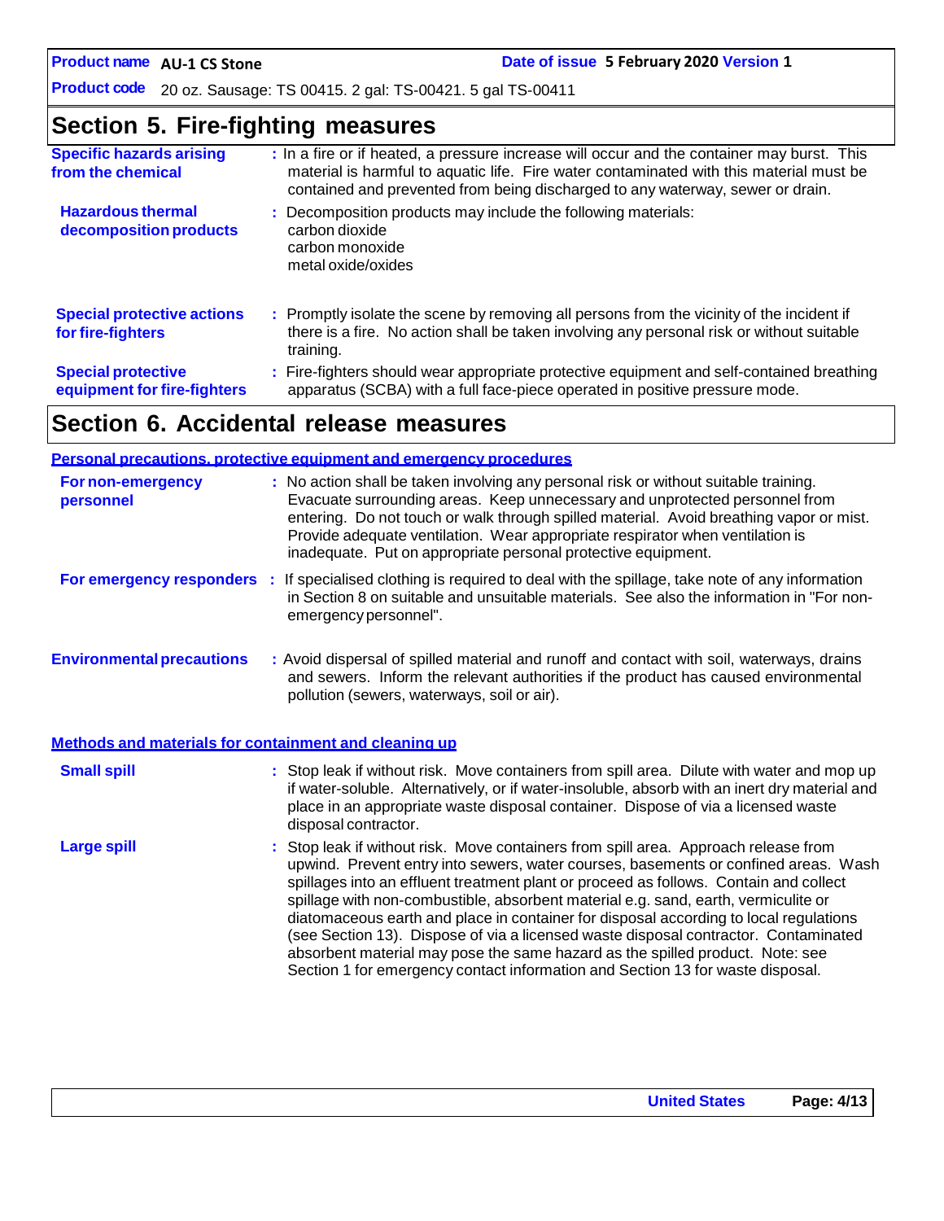## Section 5. Fire-fighting measures

**Specific hazards arising from the chemical** : In a fire or if heated, a pressure increase will occur and the container may burst. This material is harmful to aquatic life. Fire water contaminated with this material must be contained and prevented from being discharged to any waterway, sewer or drain.

**Hazardous thermal decomposition products** : Decomposition products may include the following materials:
carbon dioxide
carbon monoxide
metal oxide/oxides

**Special protective actions for fire-fighters** : Promptly isolate the scene by removing all persons from the vicinity of the incident if there is a fire. No action shall be taken involving any personal risk or without suitable training.

**Special protective equipment for fire-fighters** : Fire-fighters should wear appropriate protective equipment and self-contained breathing apparatus (SCBA) with a full face-piece operated in positive pressure mode.

## Section 6. Accidental release measures

### Personal precautions, protective equipment and emergency procedures

**For non-emergency personnel** : No action shall be taken involving any personal risk or without suitable training. Evacuate surrounding areas. Keep unnecessary and unprotected personnel from entering. Do not touch or walk through spilled material. Avoid breathing vapor or mist. Provide adequate ventilation. Wear appropriate respirator when ventilation is inadequate. Put on appropriate personal protective equipment.

**For emergency responders** : If specialised clothing is required to deal with the spillage, take note of any information in Section 8 on suitable and unsuitable materials. See also the information in "For non-emergency personnel".

**Environmental precautions** : Avoid dispersal of spilled material and runoff and contact with soil, waterways, drains and sewers. Inform the relevant authorities if the product has caused environmental pollution (sewers, waterways, soil or air).

### Methods and materials for containment and cleaning up

**Small spill** : Stop leak if without risk. Move containers from spill area. Dilute with water and mop up if water-soluble. Alternatively, or if water-insoluble, absorb with an inert dry material and place in an appropriate waste disposal container. Dispose of via a licensed waste disposal contractor.

**Large spill** : Stop leak if without risk. Move containers from spill area. Approach release from upwind. Prevent entry into sewers, water courses, basements or confined areas. Wash spillages into an effluent treatment plant or proceed as follows. Contain and collect spillage with non-combustible, absorbent material e.g. sand, earth, vermiculite or diatomaceous earth and place in container for disposal according to local regulations (see Section 13). Dispose of via a licensed waste disposal contractor. Contaminated absorbent material may pose the same hazard as the spilled product. Note: see Section 1 for emergency contact information and Section 13 for waste disposal.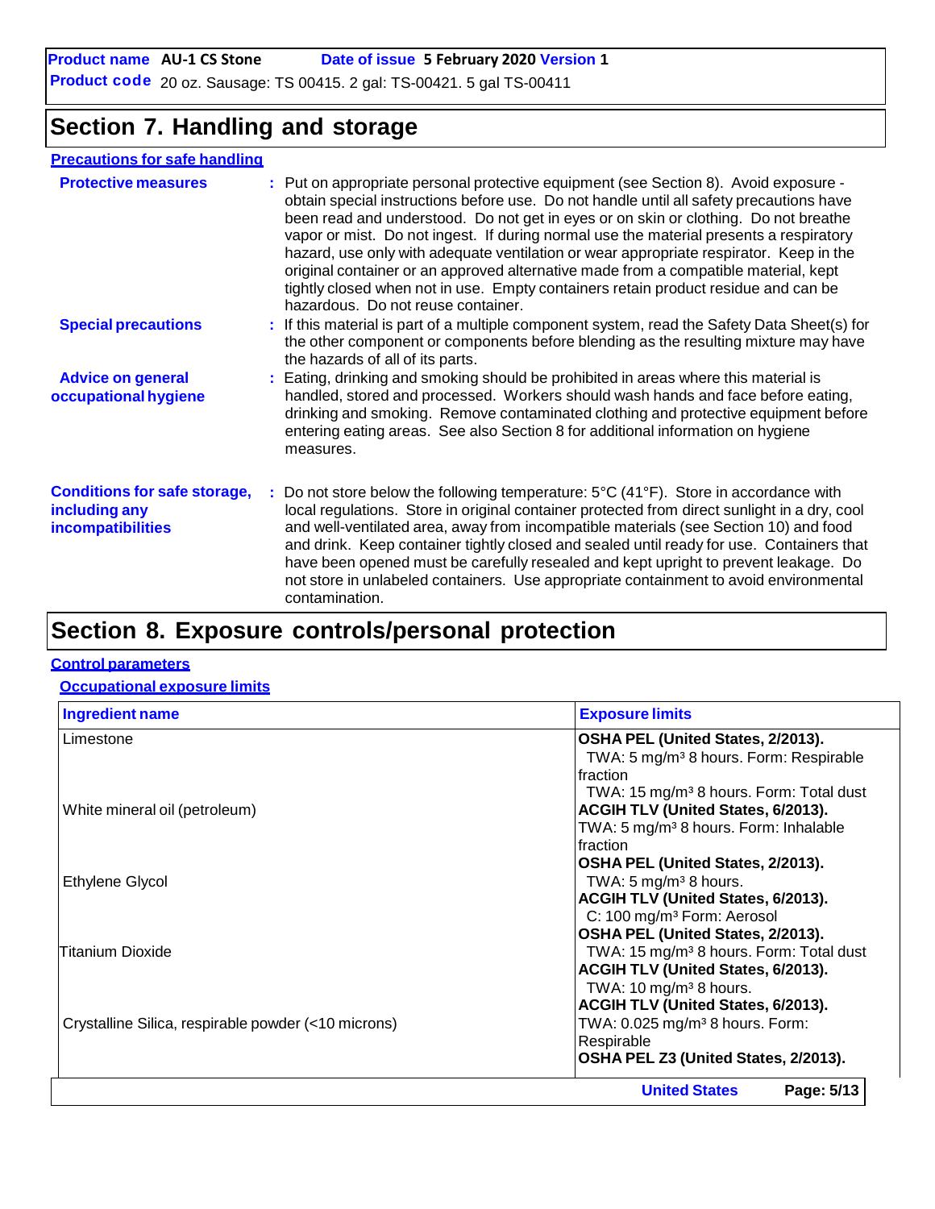# Section 7. Handling and storage

## Precautions for safe handling

**Protective measures** : Put on appropriate personal protective equipment (see Section 8). Avoid exposure - obtain special instructions before use. Do not handle until all safety precautions have been read and understood. Do not get in eyes or on skin or clothing. Do not breathe vapor or mist. Do not ingest. If during normal use the material presents a respiratory hazard, use only with adequate ventilation or wear appropriate respirator. Keep in the original container or an approved alternative made from a compatible material, kept tightly closed when not in use. Empty containers retain product residue and can be hazardous. Do not reuse container.

**Special precautions** : If this material is part of a multiple component system, read the Safety Data Sheet(s) for the other component or components before blending as the resulting mixture may have the hazards of all of its parts.

**Advice on general occupational hygiene** : Eating, drinking and smoking should be prohibited in areas where this material is handled, stored and processed. Workers should wash hands and face before eating, drinking and smoking. Remove contaminated clothing and protective equipment before entering eating areas. See also Section 8 for additional information on hygiene measures.

**Conditions for safe storage, including any incompatibilities** : Do not store below the following temperature: 5°C (41°F). Store in accordance with local regulations. Store in original container protected from direct sunlight in a dry, cool and well-ventilated area, away from incompatible materials (see Section 10) and food and drink. Keep container tightly closed and sealed until ready for use. Containers that have been opened must be carefully resealed and kept upright to prevent leakage. Do not store in unlabeled containers. Use appropriate containment to avoid environmental contamination.

# Section 8. Exposure controls/personal protection

## Control parameters

### Occupational exposure limits

| Ingredient name | Exposure limits |
|---|---|
| Limestone | **OSHA PEL (United States, 2/2013).**<br>TWA: 5 mg/m³ 8 hours. Form: Respirable fraction<br>TWA: 15 mg/m³ 8 hours. Form: Total dust |
| White mineral oil (petroleum) | **ACGIH TLV (United States, 6/2013).**<br>TWA: 5 mg/m³ 8 hours. Form: Inhalable fraction<br>**OSHA PEL (United States, 2/2013).**<br>TWA: 5 mg/m³ 8 hours. |
| Ethylene Glycol | **ACGIH TLV (United States, 6/2013).**<br>C: 100 mg/m³ Form: Aerosol |
| Titanium Dioxide | **OSHA PEL (United States, 2/2013).**<br>TWA: 15 mg/m³ 8 hours. Form: Total dust<br>**ACGIH TLV (United States, 6/2013).**<br>TWA: 10 mg/m³ 8 hours. |
| Crystalline Silica, respirable powder (<10 microns) | **ACGIH TLV (United States, 6/2013).**<br>TWA: 0.025 mg/m³ 8 hours. Form: Respirable<br>**OSHA PEL Z3 (United States, 2/2013).** |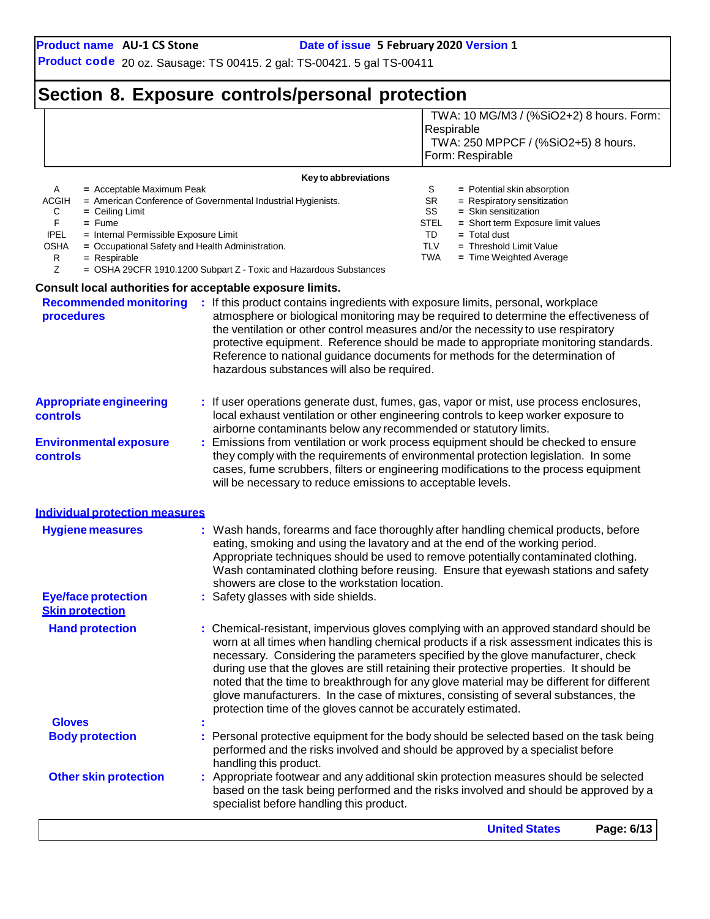## Section 8. Exposure controls/personal protection

| | |
|---|---|
| | TWA: 10 MG/M3 / (%SiO2+2) 8 hours. Form: Respirable<br>TWA: 250 MPPCF / (%SiO2+5) 8 hours. Form: Respirable |

**Key to abbreviations**

| | | | |
|---|---|---|---|
| A | = Acceptable Maximum Peak | S | = Potential skin absorption |
| ACGIH | = American Conference of Governmental Industrial Hygienists. | SR | = Respiratory sensitization |
| C | = Ceiling Limit | SS | = Skin sensitization |
| F | = Fume | STEL | = Short term Exposure limit values |
| IPEL | = Internal Permissible Exposure Limit | TD | = Total dust |
| OSHA | = Occupational Safety and Health Administration. | TLV | = Threshold Limit Value |
| R | = Respirable | TWA | = Time Weighted Average |
| Z | = OSHA 29CFR 1910.1200 Subpart Z - Toxic and Hazardous Substances | | |

**Consult local authorities for acceptable exposure limits.**

**Recommended monitoring procedures** : If this product contains ingredients with exposure limits, personal, workplace atmosphere or biological monitoring may be required to determine the effectiveness of the ventilation or other control measures and/or the necessity to use respiratory protective equipment. Reference should be made to appropriate monitoring standards. Reference to national guidance documents for methods for the determination of hazardous substances will also be required.

**Appropriate engineering controls** : If user operations generate dust, fumes, gas, vapor or mist, use process enclosures, local exhaust ventilation or other engineering controls to keep worker exposure to airborne contaminants below any recommended or statutory limits.

**Environmental exposure controls** : Emissions from ventilation or work process equipment should be checked to ensure they comply with the requirements of environmental protection legislation. In some cases, fume scrubbers, filters or engineering modifications to the process equipment will be necessary to reduce emissions to acceptable levels.

### Individual protection measures

**Hygiene measures** : Wash hands, forearms and face thoroughly after handling chemical products, before eating, smoking and using the lavatory and at the end of the working period. Appropriate techniques should be used to remove potentially contaminated clothing. Wash contaminated clothing before reusing. Ensure that eyewash stations and safety showers are close to the workstation location.

**Eye/face protection** : Safety glasses with side shields.

### Skin protection

**Hand protection** : Chemical-resistant, impervious gloves complying with an approved standard should be worn at all times when handling chemical products if a risk assessment indicates this is necessary. Considering the parameters specified by the glove manufacturer, check during use that the gloves are still retaining their protective properties. It should be noted that the time to breakthrough for any glove material may be different for different glove manufacturers. In the case of mixtures, consisting of several substances, the protection time of the gloves cannot be accurately estimated.

**Gloves** :

**Body protection** : Personal protective equipment for the body should be selected based on the task being performed and the risks involved and should be approved by a specialist before handling this product.

**Other skin protection** : Appropriate footwear and any additional skin protection measures should be selected based on the task being performed and the risks involved and should be approved by a specialist before handling this product.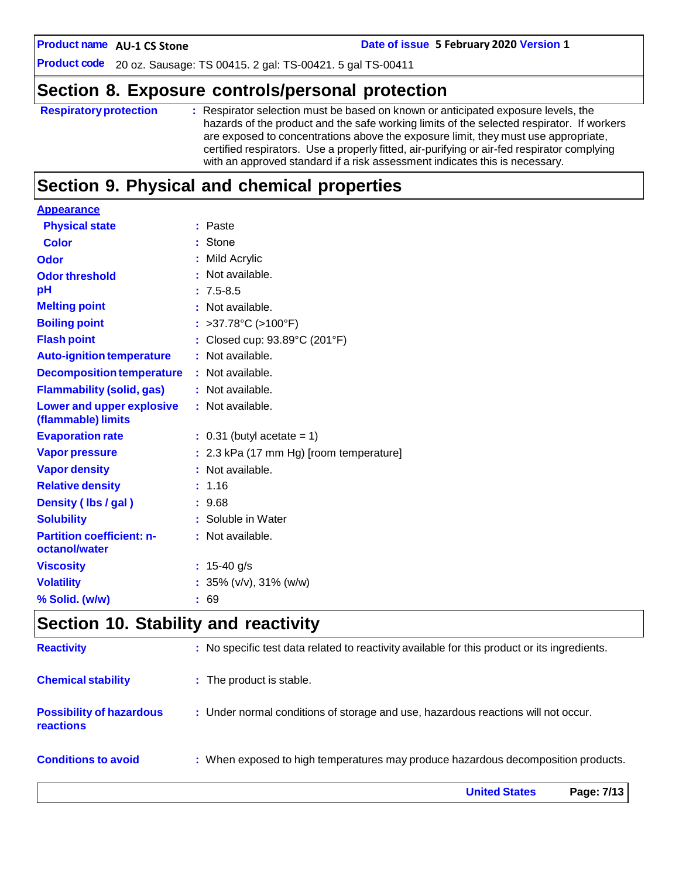## Section 8. Exposure controls/personal protection

| | |
|---|---|
| **Respiratory protection** | : Respirator selection must be based on known or anticipated exposure levels, the hazards of the product and the safe working limits of the selected respirator. If workers are exposed to concentrations above the exposure limit, they must use appropriate, certified respirators. Use a properly fitted, air-purifying or air-fed respirator complying with an approved standard if a risk assessment indicates this is necessary. |

## Section 9. Physical and chemical properties

**Appearance**

| | |
|---|---|
| **Physical state** | : Paste |
| **Color** | : Stone |
| **Odor** | : Mild Acrylic |
| **Odor threshold** | : Not available. |
| **pH** | : 7.5-8.5 |
| **Melting point** | : Not available. |
| **Boiling point** | : >37.78°C (>100°F) |
| **Flash point** | : Closed cup: 93.89°C (201°F) |
| **Auto-ignition temperature** | : Not available. |
| **Decomposition temperature** | : Not available. |
| **Flammability (solid, gas)** | : Not available. |
| **Lower and upper explosive (flammable) limits** | : Not available. |
| **Evaporation rate** | : 0.31 (butyl acetate = 1) |
| **Vapor pressure** | : 2.3 kPa (17 mm Hg) [room temperature] |
| **Vapor density** | : Not available. |
| **Relative density** | : 1.16 |
| **Density ( lbs / gal )** | : 9.68 |
| **Solubility** | : Soluble in Water |
| **Partition coefficient: n-octanol/water** | : Not available. |
| **Viscosity** | : 15-40 g/s |
| **Volatility** | : 35% (v/v), 31% (w/w) |
| **% Solid. (w/w)** | : 69 |

## Section 10. Stability and reactivity

| | |
|---|---|
| **Reactivity** | : No specific test data related to reactivity available for this product or its ingredients. |
| **Chemical stability** | : The product is stable. |
| **Possibility of hazardous reactions** | : Under normal conditions of storage and use, hazardous reactions will not occur. |
| **Conditions to avoid** | : When exposed to high temperatures may produce hazardous decomposition products. |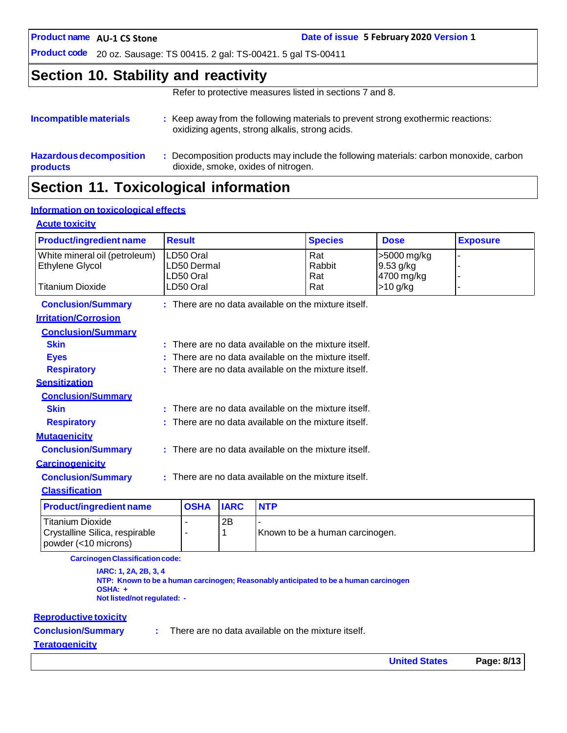## Section 10. Stability and reactivity

Refer to protective measures listed in sections 7 and 8.

**Incompatible materials** : Keep away from the following materials to prevent strong exothermic reactions: oxidizing agents, strong alkalis, strong acids.

**Hazardous decomposition products** : Decomposition products may include the following materials: carbon monoxide, carbon dioxide, smoke, oxides of nitrogen.

## Section 11. Toxicological information

### Information on toxicological effects

#### Acute toxicity

| Product/ingredient name | Result | Species | Dose | Exposure |
|---|---|---|---|---|
| White mineral oil (petroleum) | LD50 Oral | Rat | >5000 mg/kg | - |
| Ethylene Glycol | LD50 Dermal | Rabbit | 9.53 g/kg | - |
| | LD50 Oral | Rat | 4700 mg/kg | - |
| Titanium Dioxide | LD50 Oral | Rat | >10 g/kg | - |

**Conclusion/Summary** : There are no data available on the mixture itself.

#### Irritation/Corrosion

**Conclusion/Summary**

**Skin** : There are no data available on the mixture itself.

**Eyes** : There are no data available on the mixture itself.

**Respiratory** : There are no data available on the mixture itself.

#### Sensitization

**Conclusion/Summary**

**Skin** : There are no data available on the mixture itself.

**Respiratory** : There are no data available on the mixture itself.

#### Mutagenicity

**Conclusion/Summary** : There are no data available on the mixture itself.

#### Carcinogenicity

**Conclusion/Summary** : There are no data available on the mixture itself.

**Classification**

| Product/ingredient name | OSHA | IARC | NTP |
|---|---|---|---|
| Titanium Dioxide | - | 2B | - |
| Crystalline Silica, respirable powder (<10 microns) | - | 1 | Known to be a human carcinogen. |

**Carcinogen Classification code:**

**IARC: 1, 2A, 2B, 3, 4**
**NTP: Known to be a human carcinogen; Reasonably anticipated to be a human carcinogen**
**OSHA: +**
**Not listed/not regulated: -**

#### Reproductive toxicity

**Conclusion/Summary** : There are no data available on the mixture itself.

#### Teratogenicity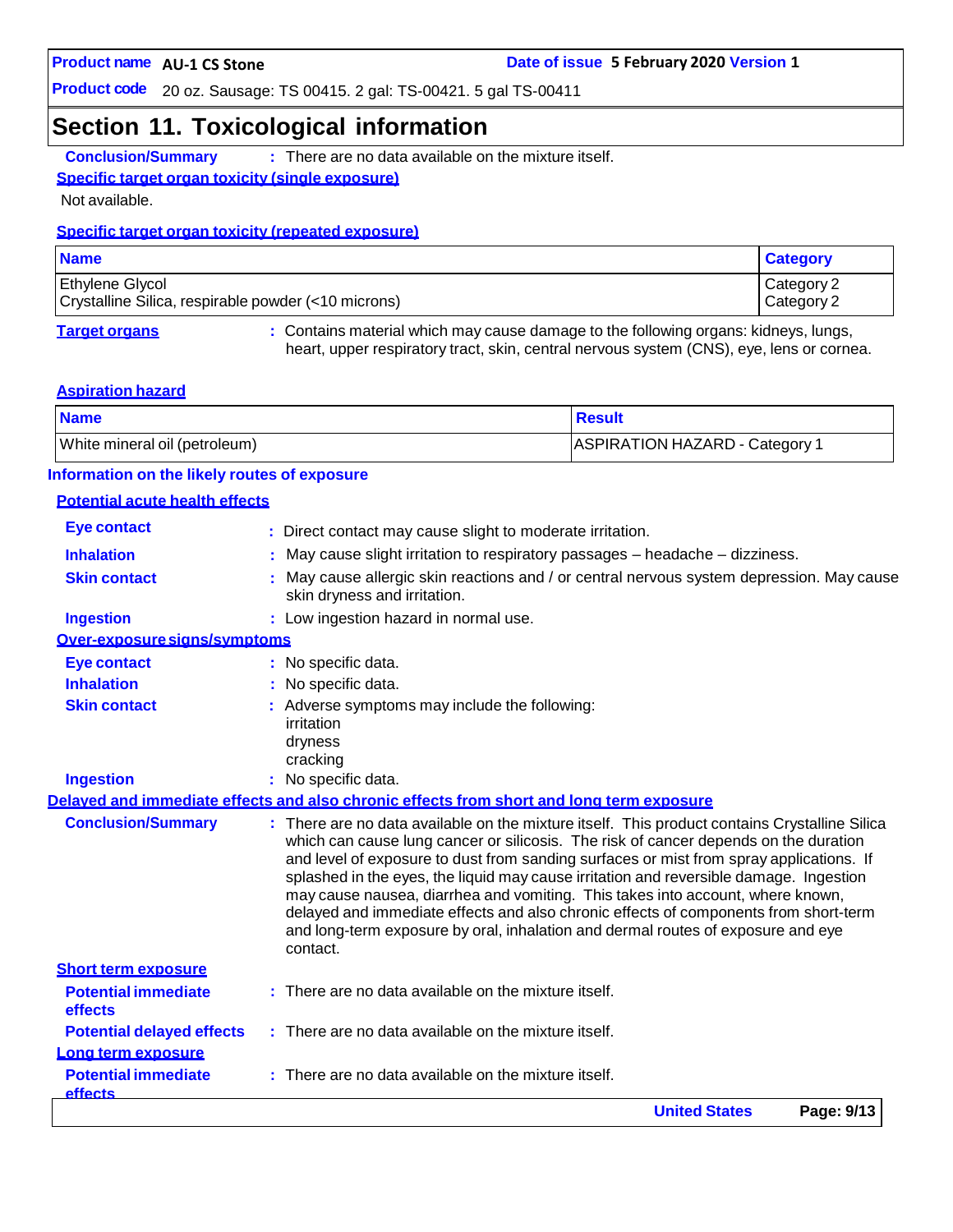## Section 11. Toxicological information

**Conclusion/Summary** : There are no data available on the mixture itself.

**Specific target organ toxicity (single exposure)**

Not available.

**Specific target organ toxicity (repeated exposure)**

| Name | Category |
|---|---|
| Ethylene Glycol | Category 2 |
| Crystalline Silica, respirable powder (<10 microns) | Category 2 |

**Target organs** : Contains material which may cause damage to the following organs: kidneys, lungs, heart, upper respiratory tract, skin, central nervous system (CNS), eye, lens or cornea.

**Aspiration hazard**

| Name | Result |
|---|---|
| White mineral oil (petroleum) | ASPIRATION HAZARD - Category 1 |

**Information on the likely routes of exposure**

**Potential acute health effects**

**Eye contact** : Direct contact may cause slight to moderate irritation.

**Inhalation** : May cause slight irritation to respiratory passages – headache – dizziness.

**Skin contact** : May cause allergic skin reactions and / or central nervous system depression. May cause skin dryness and irritation.

**Ingestion** : Low ingestion hazard in normal use.

**Over-exposure signs/symptoms**

**Eye contact** : No specific data.

**Inhalation** : No specific data.

**Skin contact** : Adverse symptoms may include the following:
irritation
dryness
cracking

**Ingestion** : No specific data.

**Delayed and immediate effects and also chronic effects from short and long term exposure**

**Conclusion/Summary** : There are no data available on the mixture itself. This product contains Crystalline Silica which can cause lung cancer or silicosis. The risk of cancer depends on the duration and level of exposure to dust from sanding surfaces or mist from spray applications. If splashed in the eyes, the liquid may cause irritation and reversible damage. Ingestion may cause nausea, diarrhea and vomiting. This takes into account, where known, delayed and immediate effects and also chronic effects of components from short-term and long-term exposure by oral, inhalation and dermal routes of exposure and eye contact.

**Short term exposure**

**Potential immediate effects** : There are no data available on the mixture itself.

**Potential delayed effects** : There are no data available on the mixture itself.

**Long term exposure**

**Potential immediate effects** : There are no data available on the mixture itself.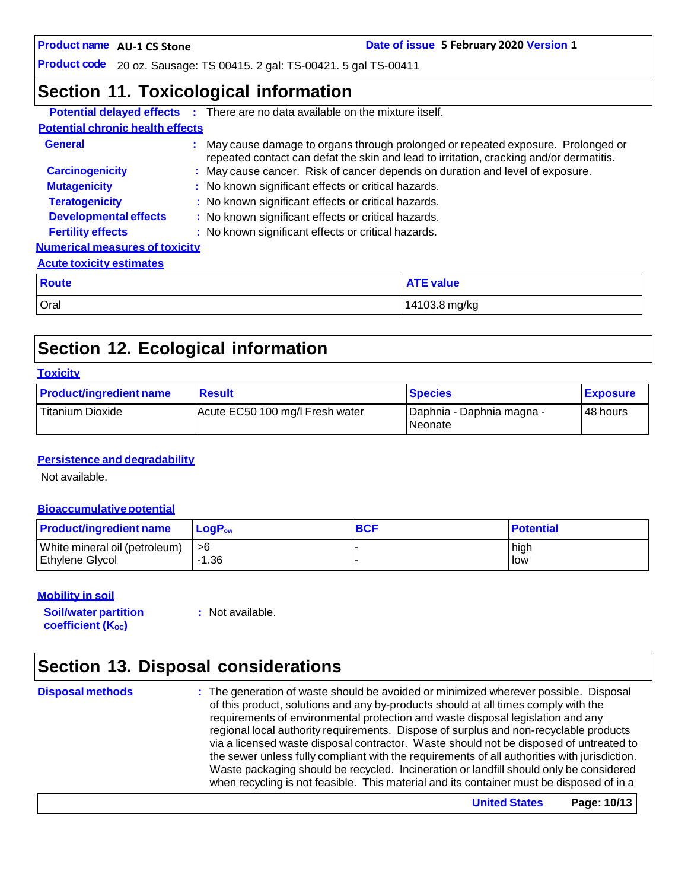## Section 11. Toxicological information

**Potential delayed effects** : There are no data available on the mixture itself.

**Potential chronic health effects**

**General** : May cause damage to organs through prolonged or repeated exposure. Prolonged or repeated contact can defat the skin and lead to irritation, cracking and/or dermatitis.

**Carcinogenicity** : May cause cancer. Risk of cancer depends on duration and level of exposure.

**Mutagenicity** : No known significant effects or critical hazards.

**Teratogenicity** : No known significant effects or critical hazards.

**Developmental effects** : No known significant effects or critical hazards.

**Fertility effects** : No known significant effects or critical hazards.

**Numerical measures of toxicity**

**Acute toxicity estimates**

| Route | ATE value |
|---|---|
| Oral | 14103.8 mg/kg |

## Section 12. Ecological information

**Toxicity**

| Product/ingredient name | Result | Species | Exposure |
|---|---|---|---|
| Titanium Dioxide | Acute EC50 100 mg/l Fresh water | Daphnia - Daphnia magna - Neonate | 48 hours |

**Persistence and degradability**

Not available.

**Bioaccumulative potential**

| Product/ingredient name | $LogP_{ow}$ | BCF | Potential |
|---|---|---|---|
| White mineral oil (petroleum) | >6 | - | high |
| Ethylene Glycol | -1.36 | - | low |

**Mobility in soil**

**Soil/water partition coefficient ($K_{OC}$)** : Not available.

## Section 13. Disposal considerations

**Disposal methods** : The generation of waste should be avoided or minimized wherever possible. Disposal of this product, solutions and any by-products should at all times comply with the requirements of environmental protection and waste disposal legislation and any regional local authority requirements. Dispose of surplus and non-recyclable products via a licensed waste disposal contractor. Waste should not be disposed of untreated to the sewer unless fully compliant with the requirements of all authorities with jurisdiction. Waste packaging should be recycled. Incineration or landfill should only be considered when recycling is not feasible. This material and its container must be disposed of in a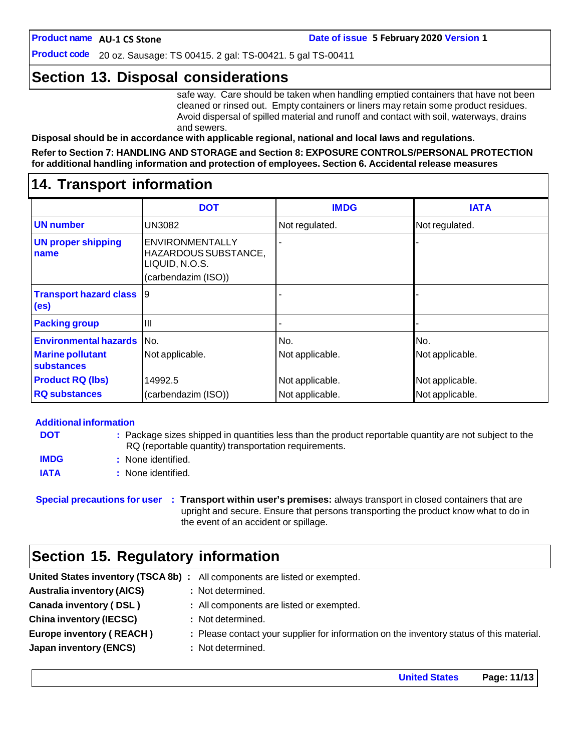## Section 13. Disposal considerations

safe way. Care should be taken when handling emptied containers that have not been cleaned or rinsed out. Empty containers or liners may retain some product residues. Avoid dispersal of spilled material and runoff and contact with soil, waterways, drains and sewers.

**Disposal should be in accordance with applicable regional, national and local laws and regulations.**

**Refer to Section 7: HANDLING AND STORAGE and Section 8: EXPOSURE CONTROLS/PERSONAL PROTECTION for additional handling information and protection of employees. Section 6. Accidental release measures**

## 14. Transport information

| | DOT | IMDG | IATA |
|---|---|---|---|
| **UN number** | UN3082 | Not regulated. | Not regulated. |
| **UN proper shipping name** | ENVIRONMENTALLY HAZARDOUS SUBSTANCE, LIQUID, N.O.S. (carbendazim (ISO)) | - | - |
| **Transport hazard class (es)** | 9 | - | - |
| **Packing group** | III | - | - |
| **Environmental hazards** | No. | No. | No. |
| **Marine pollutant substances** | Not applicable. | Not applicable. | Not applicable. |
| **Product RQ (lbs)** | 14992.5 | Not applicable. | Not applicable. |
| **RQ substances** | (carbendazim (ISO)) | Not applicable. | Not applicable. |

**Additional information**

**DOT** : Package sizes shipped in quantities less than the product reportable quantity are not subject to the RQ (reportable quantity) transportation requirements.

**IMDG** : None identified.

**IATA** : None identified.

**Special precautions for user** : **Transport within user's premises:** always transport in closed containers that are upright and secure. Ensure that persons transporting the product know what to do in the event of an accident or spillage.

## Section 15. Regulatory information

**United States inventory (TSCA 8b)** : All components are listed or exempted.

**Australia inventory (AICS)** : Not determined.

**Canada inventory ( DSL )** : All components are listed or exempted.

**China inventory (IECSC)** : Not determined.

**Europe inventory ( REACH )** : Please contact your supplier for information on the inventory status of this material.

**Japan inventory (ENCS)** : Not determined.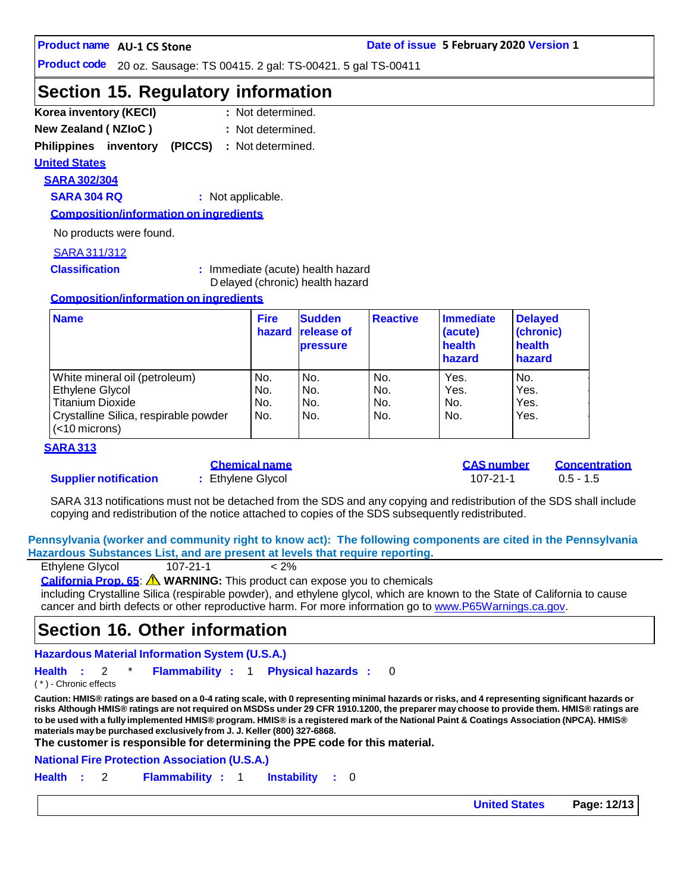**Product name** AU-1 CS Stone **Date of issue** 5 February 2020 **Version** 1

**Product code** 20 oz. Sausage: TS 00415. 2 gal: TS-00421. 5 gal TS-00411

## Section 15. Regulatory information

**Korea inventory (KECI)** : Not determined.

**New Zealand ( NZIoC )** : Not determined.

**Philippines inventory (PICCS)** : Not determined.

**United States**

**SARA 302/304**

**SARA 304 RQ** : Not applicable.

**Composition/information on ingredients**

No products were found.

SARA 311/312

**Classification** : Immediate (acute) health hazard
Delayed (chronic) health hazard

**Composition/information on ingredients**

| Name | Fire hazard | Sudden release of pressure | Reactive | Immediate (acute) health hazard | Delayed (chronic) health hazard |
|---|---|---|---|---|---|
| White mineral oil (petroleum) | No. | No. | No. | Yes. | No. |
| Ethylene Glycol | No. | No. | No. | Yes. | Yes. |
| Titanium Dioxide | No. | No. | No. | No. | Yes. |
| Crystalline Silica, respirable powder (<10 microns) | No. | No. | No. | No. | Yes. |

**SARA 313**

| | Chemical name | CAS number | Concentration |
|---|---|---|---|
| **Supplier notification** | : Ethylene Glycol | 107-21-1 | 0.5 - 1.5 |

SARA 313 notifications must not be detached from the SDS and any copying and redistribution of the SDS shall include copying and redistribution of the notice attached to copies of the SDS subsequently redistributed.

**Pennsylvania (worker and community right to know act): The following components are cited in the Pennsylvania Hazardous Substances List, and are present at levels that require reporting.**

Ethylene Glycol 107-21-1 < 2%

**California Prop. 65**: ⚠ **WARNING:** This product can expose you to chemicals including Crystalline Silica (respirable powder), and ethylene glycol, which are known to the State of California to cause cancer and birth defects or other reproductive harm. For more information go to www.P65Warnings.ca.gov.

## Section 16. Other information

**Hazardous Material Information System (U.S.A.)**

**Health** : 2 * **Flammability** : 1 **Physical hazards** : 0

( * ) - Chronic effects

**Caution: HMIS® ratings are based on a 0-4 rating scale, with 0 representing minimal hazards or risks, and 4 representing significant hazards or risks Although HMIS® ratings are not required on MSDSs under 29 CFR 1910.1200, the preparer may choose to provide them. HMIS® ratings are to be used with a fully implemented HMIS® program. HMIS® is a registered mark of the National Paint & Coatings Association (NPCA). HMIS® materials may be purchased exclusively from J. J. Keller (800) 327-6868.**

**The customer is responsible for determining the PPE code for this material.**

**National Fire Protection Association (U.S.A.)**

**Health** : 2 **Flammability** : 1 **Instability** : 0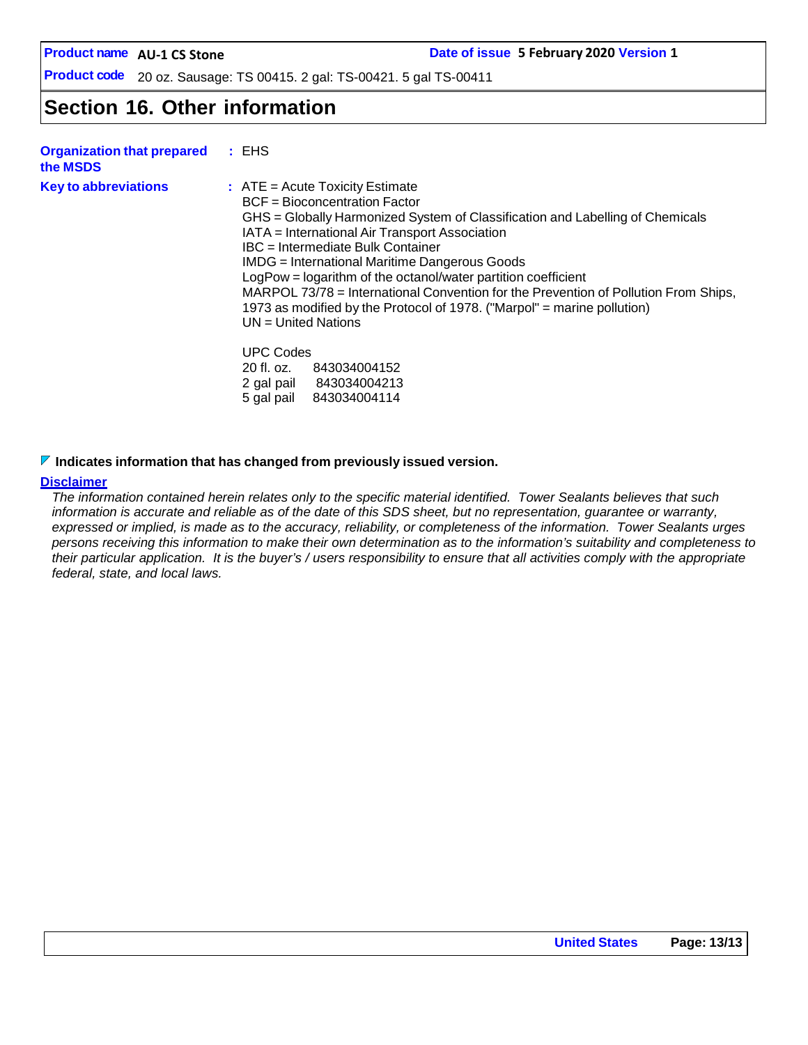## Section 16. Other information

**Organization that prepared the MSDS** : EHS

**Key to abbreviations** : ATE = Acute Toxicity Estimate
BCF = Bioconcentration Factor
GHS = Globally Harmonized System of Classification and Labelling of Chemicals
IATA = International Air Transport Association
IBC = Intermediate Bulk Container
IMDG = International Maritime Dangerous Goods
LogPow = logarithm of the octanol/water partition coefficient
MARPOL 73/78 = International Convention for the Prevention of Pollution From Ships, 1973 as modified by the Protocol of 1978. ("Marpol" = marine pollution)
UN = United Nations

UPC Codes

| | |
|---|---|
| 20 fl. oz. | 843034004152 |
| 2 gal pail | 843034004213 |
| 5 gal pail | 843034004114 |

**Indicates information that has changed from previously issued version.**

**Disclaimer**

*The information contained herein relates only to the specific material identified. Tower Sealants believes that such information is accurate and reliable as of the date of this SDS sheet, but no representation, guarantee or warranty, expressed or implied, is made as to the accuracy, reliability, or completeness of the information. Tower Sealants urges persons receiving this information to make their own determination as to the information's suitability and completeness to their particular application. It is the buyer's / users responsibility to ensure that all activities comply with the appropriate federal, state, and local laws.*